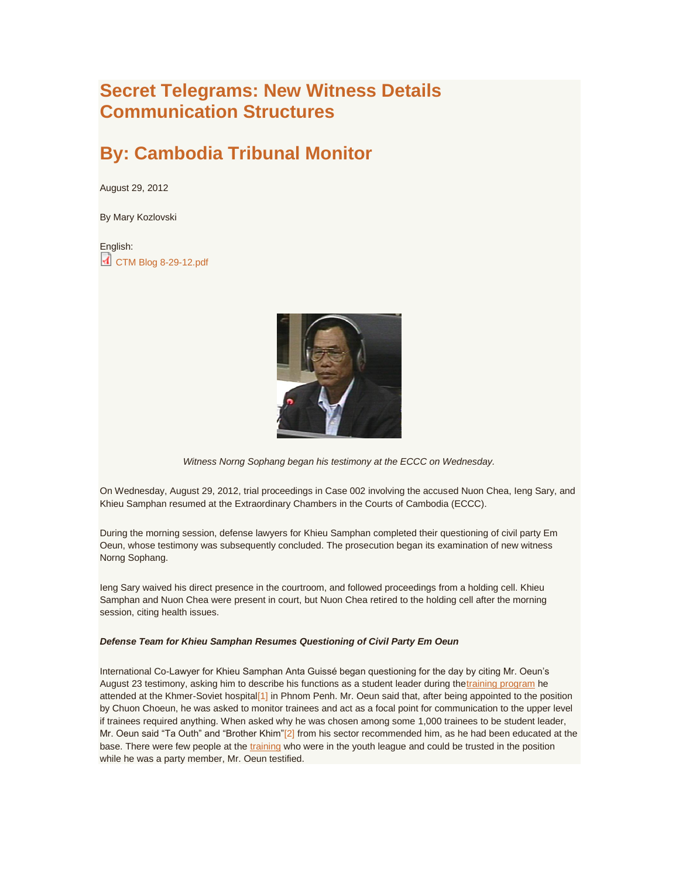# Secret Telegrams: New Witness Details Communication Structures

## By: Cambodia Tribunal Monitor

August 29, 2012

By Mary Kozlovski

English:
CTM Blog 8-29-12.pdf

*Witness Norng Sophang began his testimony at the ECCC on Wednesday.*

On Wednesday, August 29, 2012, trial proceedings in Case 002 involving the accused Nuon Chea, Ieng Sary, and Khieu Samphan resumed at the Extraordinary Chambers in the Courts of Cambodia (ECCC).

During the morning session, defense lawyers for Khieu Samphan completed their questioning of civil party Em Oeun, whose testimony was subsequently concluded. The prosecution began its examination of new witness Norng Sophang.

Ieng Sary waived his direct presence in the courtroom, and followed proceedings from a holding cell. Khieu Samphan and Nuon Chea were present in court, but Nuon Chea retired to the holding cell after the morning session, citing health issues.

***Defense Team for Khieu Samphan Resumes Questioning of Civil Party Em Oeun***

International Co-Lawyer for Khieu Samphan Anta Guissé began questioning for the day by citing Mr. Oeun's August 23 testimony, asking him to describe his functions as a student leader during the training program he attended at the Khmer-Soviet hospital[1] in Phnom Penh. Mr. Oeun said that, after being appointed to the position by Chuon Choeun, he was asked to monitor trainees and act as a focal point for communication to the upper level if trainees required anything. When asked why he was chosen among some 1,000 trainees to be student leader, Mr. Oeun said "Ta Outh" and "Brother Khim"[2] from his sector recommended him, as he had been educated at the base. There were few people at the training who were in the youth league and could be trusted in the position while he was a party member, Mr. Oeun testified.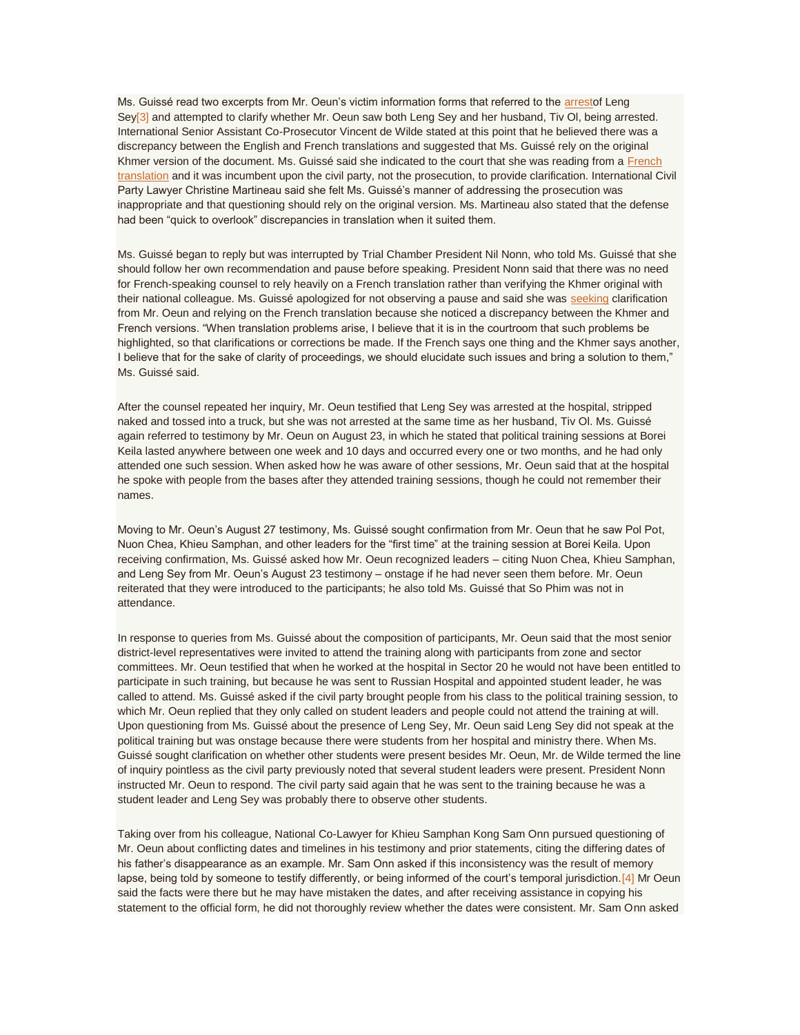Ms. Guissé read two excerpts from Mr. Oeun's victim information forms that referred to the arrestof Leng Sey[3] and attempted to clarify whether Mr. Oeun saw both Leng Sey and her husband, Tiv Ol, being arrested. International Senior Assistant Co-Prosecutor Vincent de Wilde stated at this point that he believed there was a discrepancy between the English and French translations and suggested that Ms. Guissé rely on the original Khmer version of the document. Ms. Guissé said she indicated to the court that she was reading from a French translation and it was incumbent upon the civil party, not the prosecution, to provide clarification. International Civil Party Lawyer Christine Martineau said she felt Ms. Guissé's manner of addressing the prosecution was inappropriate and that questioning should rely on the original version. Ms. Martineau also stated that the defense had been "quick to overlook" discrepancies in translation when it suited them.

Ms. Guissé began to reply but was interrupted by Trial Chamber President Nil Nonn, who told Ms. Guissé that she should follow her own recommendation and pause before speaking. President Nonn said that there was no need for French-speaking counsel to rely heavily on a French translation rather than verifying the Khmer original with their national colleague. Ms. Guissé apologized for not observing a pause and said she was seeking clarification from Mr. Oeun and relying on the French translation because she noticed a discrepancy between the Khmer and French versions. "When translation problems arise, I believe that it is in the courtroom that such problems be highlighted, so that clarifications or corrections be made. If the French says one thing and the Khmer says another, I believe that for the sake of clarity of proceedings, we should elucidate such issues and bring a solution to them," Ms. Guissé said.

After the counsel repeated her inquiry, Mr. Oeun testified that Leng Sey was arrested at the hospital, stripped naked and tossed into a truck, but she was not arrested at the same time as her husband, Tiv Ol. Ms. Guissé again referred to testimony by Mr. Oeun on August 23, in which he stated that political training sessions at Borei Keila lasted anywhere between one week and 10 days and occurred every one or two months, and he had only attended one such session. When asked how he was aware of other sessions, Mr. Oeun said that at the hospital he spoke with people from the bases after they attended training sessions, though he could not remember their names.

Moving to Mr. Oeun's August 27 testimony, Ms. Guissé sought confirmation from Mr. Oeun that he saw Pol Pot, Nuon Chea, Khieu Samphan, and other leaders for the "first time" at the training session at Borei Keila. Upon receiving confirmation, Ms. Guissé asked how Mr. Oeun recognized leaders – citing Nuon Chea, Khieu Samphan, and Leng Sey from Mr. Oeun's August 23 testimony – onstage if he had never seen them before. Mr. Oeun reiterated that they were introduced to the participants; he also told Ms. Guissé that So Phim was not in attendance.

In response to queries from Ms. Guissé about the composition of participants, Mr. Oeun said that the most senior district-level representatives were invited to attend the training along with participants from zone and sector committees. Mr. Oeun testified that when he worked at the hospital in Sector 20 he would not have been entitled to participate in such training, but because he was sent to Russian Hospital and appointed student leader, he was called to attend. Ms. Guissé asked if the civil party brought people from his class to the political training session, to which Mr. Oeun replied that they only called on student leaders and people could not attend the training at will. Upon questioning from Ms. Guissé about the presence of Leng Sey, Mr. Oeun said Leng Sey did not speak at the political training but was onstage because there were students from her hospital and ministry there. When Ms. Guissé sought clarification on whether other students were present besides Mr. Oeun, Mr. de Wilde termed the line of inquiry pointless as the civil party previously noted that several student leaders were present. President Nonn instructed Mr. Oeun to respond. The civil party said again that he was sent to the training because he was a student leader and Leng Sey was probably there to observe other students.

Taking over from his colleague, National Co-Lawyer for Khieu Samphan Kong Sam Onn pursued questioning of Mr. Oeun about conflicting dates and timelines in his testimony and prior statements, citing the differing dates of his father's disappearance as an example. Mr. Sam Onn asked if this inconsistency was the result of memory lapse, being told by someone to testify differently, or being informed of the court's temporal jurisdiction.[4] Mr Oeun said the facts were there but he may have mistaken the dates, and after receiving assistance in copying his statement to the official form, he did not thoroughly review whether the dates were consistent. Mr. Sam Onn asked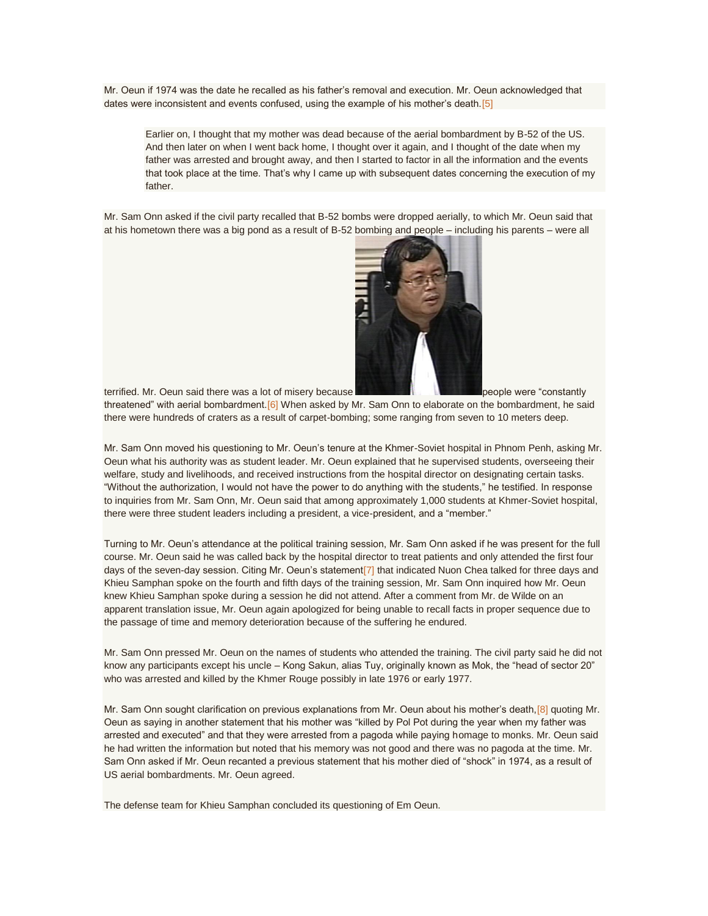Mr. Oeun if 1974 was the date he recalled as his father's removal and execution. Mr. Oeun acknowledged that dates were inconsistent and events confused, using the example of his mother's death.[5]

> Earlier on, I thought that my mother was dead because of the aerial bombardment by B-52 of the US. And then later on when I went back home, I thought over it again, and I thought of the date when my father was arrested and brought away, and then I started to factor in all the information and the events that took place at the time. That's why I came up with subsequent dates concerning the execution of my father.

Mr. Sam Onn asked if the civil party recalled that B-52 bombs were dropped aerially, to which Mr. Oeun said that at his hometown there was a big pond as a result of B-52 bombing and people – including his parents – were all terrified. Mr. Oeun said there was a lot of misery because people were "constantly threatened" with aerial bombardment.[6] When asked by Mr. Sam Onn to elaborate on the bombardment, he said there were hundreds of craters as a result of carpet-bombing; some ranging from seven to 10 meters deep.

Mr. Sam Onn moved his questioning to Mr. Oeun's tenure at the Khmer-Soviet hospital in Phnom Penh, asking Mr. Oeun what his authority was as student leader. Mr. Oeun explained that he supervised students, overseeing their welfare, study and livelihoods, and received instructions from the hospital director on designating certain tasks. "Without the authorization, I would not have the power to do anything with the students," he testified. In response to inquiries from Mr. Sam Onn, Mr. Oeun said that among approximately 1,000 students at Khmer-Soviet hospital, there were three student leaders including a president, a vice-president, and a "member."

Turning to Mr. Oeun's attendance at the political training session, Mr. Sam Onn asked if he was present for the full course. Mr. Oeun said he was called back by the hospital director to treat patients and only attended the first four days of the seven-day session. Citing Mr. Oeun's statement[7] that indicated Nuon Chea talked for three days and Khieu Samphan spoke on the fourth and fifth days of the training session, Mr. Sam Onn inquired how Mr. Oeun knew Khieu Samphan spoke during a session he did not attend. After a comment from Mr. de Wilde on an apparent translation issue, Mr. Oeun again apologized for being unable to recall facts in proper sequence due to the passage of time and memory deterioration because of the suffering he endured.

Mr. Sam Onn pressed Mr. Oeun on the names of students who attended the training. The civil party said he did not know any participants except his uncle – Kong Sakun, alias Tuy, originally known as Mok, the "head of sector 20" who was arrested and killed by the Khmer Rouge possibly in late 1976 or early 1977.

Mr. Sam Onn sought clarification on previous explanations from Mr. Oeun about his mother's death,[8] quoting Mr. Oeun as saying in another statement that his mother was "killed by Pol Pot during the year when my father was arrested and executed" and that they were arrested from a pagoda while paying homage to monks. Mr. Oeun said he had written the information but noted that his memory was not good and there was no pagoda at the time. Mr. Sam Onn asked if Mr. Oeun recanted a previous statement that his mother died of "shock" in 1974, as a result of US aerial bombardments. Mr. Oeun agreed.

The defense team for Khieu Samphan concluded its questioning of Em Oeun.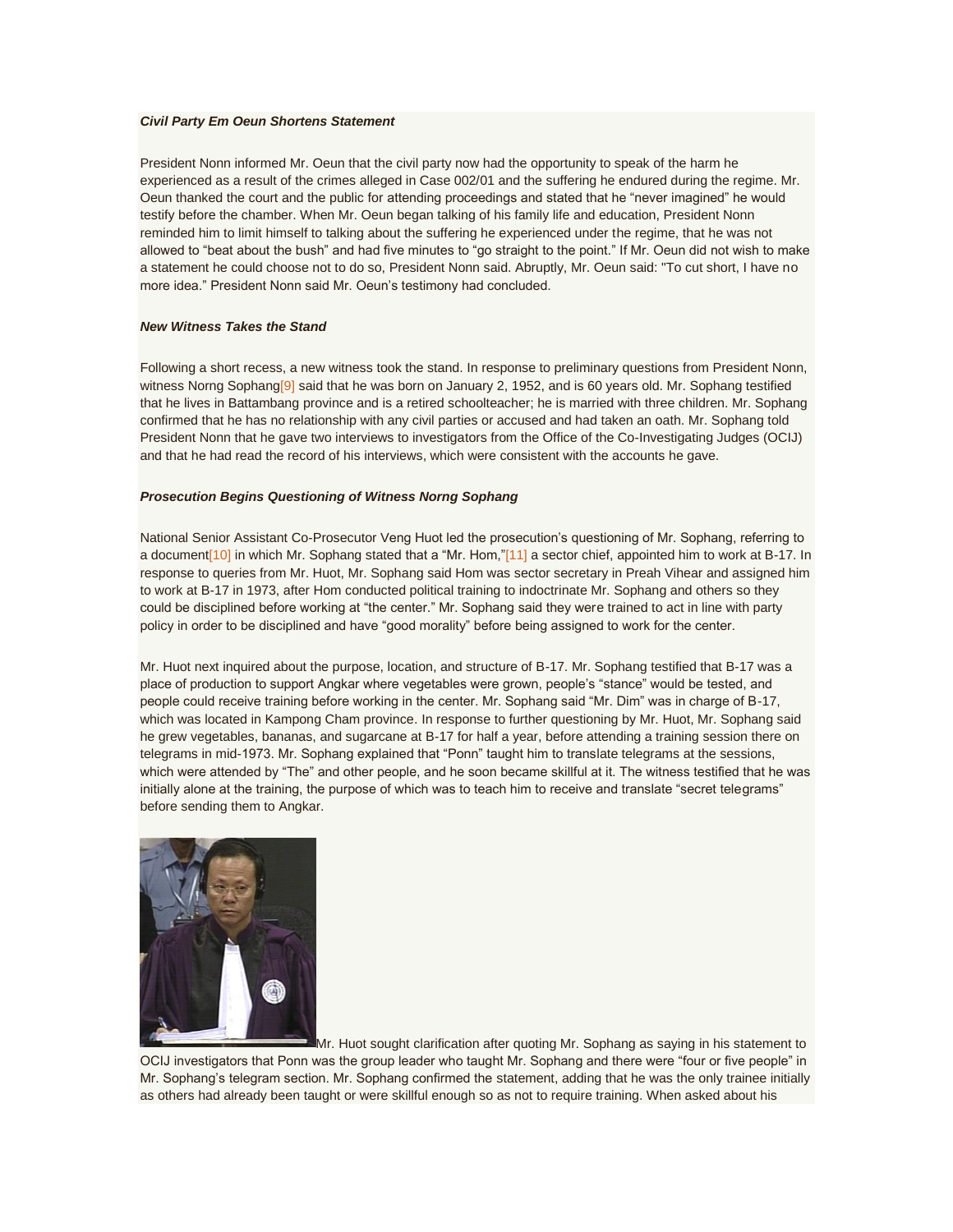***Civil Party Em Oeun Shortens Statement***

President Nonn informed Mr. Oeun that the civil party now had the opportunity to speak of the harm he experienced as a result of the crimes alleged in Case 002/01 and the suffering he endured during the regime. Mr. Oeun thanked the court and the public for attending proceedings and stated that he "never imagined" he would testify before the chamber. When Mr. Oeun began talking of his family life and education, President Nonn reminded him to limit himself to talking about the suffering he experienced under the regime, that he was not allowed to "beat about the bush" and had five minutes to "go straight to the point." If Mr. Oeun did not wish to make a statement he could choose not to do so, President Nonn said. Abruptly, Mr. Oeun said: "To cut short, I have no more idea." President Nonn said Mr. Oeun's testimony had concluded.

***New Witness Takes the Stand***

Following a short recess, a new witness took the stand. In response to preliminary questions from President Nonn, witness Norng Sophang[9] said that he was born on January 2, 1952, and is 60 years old. Mr. Sophang testified that he lives in Battambang province and is a retired schoolteacher; he is married with three children. Mr. Sophang confirmed that he has no relationship with any civil parties or accused and had taken an oath. Mr. Sophang told President Nonn that he gave two interviews to investigators from the Office of the Co-Investigating Judges (OCIJ) and that he had read the record of his interviews, which were consistent with the accounts he gave.

***Prosecution Begins Questioning of Witness Norng Sophang***

National Senior Assistant Co-Prosecutor Veng Huot led the prosecution's questioning of Mr. Sophang, referring to a document[10] in which Mr. Sophang stated that a "Mr. Hom,"[11] a sector chief, appointed him to work at B-17. In response to queries from Mr. Huot, Mr. Sophang said Hom was sector secretary in Preah Vihear and assigned him to work at B-17 in 1973, after Hom conducted political training to indoctrinate Mr. Sophang and others so they could be disciplined before working at "the center." Mr. Sophang said they were trained to act in line with party policy in order to be disciplined and have "good morality" before being assigned to work for the center.

Mr. Huot next inquired about the purpose, location, and structure of B-17. Mr. Sophang testified that B-17 was a place of production to support Angkar where vegetables were grown, people's "stance" would be tested, and people could receive training before working in the center. Mr. Sophang said "Mr. Dim" was in charge of B-17, which was located in Kampong Cham province. In response to further questioning by Mr. Huot, Mr. Sophang said he grew vegetables, bananas, and sugarcane at B-17 for half a year, before attending a training session there on telegrams in mid-1973. Mr. Sophang explained that "Ponn" taught him to translate telegrams at the sessions, which were attended by "The" and other people, and he soon became skillful at it. The witness testified that he was initially alone at the training, the purpose of which was to teach him to receive and translate "secret telegrams" before sending them to Angkar.

Mr. Huot sought clarification after quoting Mr. Sophang as saying in his statement to OCIJ investigators that Ponn was the group leader who taught Mr. Sophang and there were "four or five people" in Mr. Sophang's telegram section. Mr. Sophang confirmed the statement, adding that he was the only trainee initially as others had already been taught or were skillful enough so as not to require training. When asked about his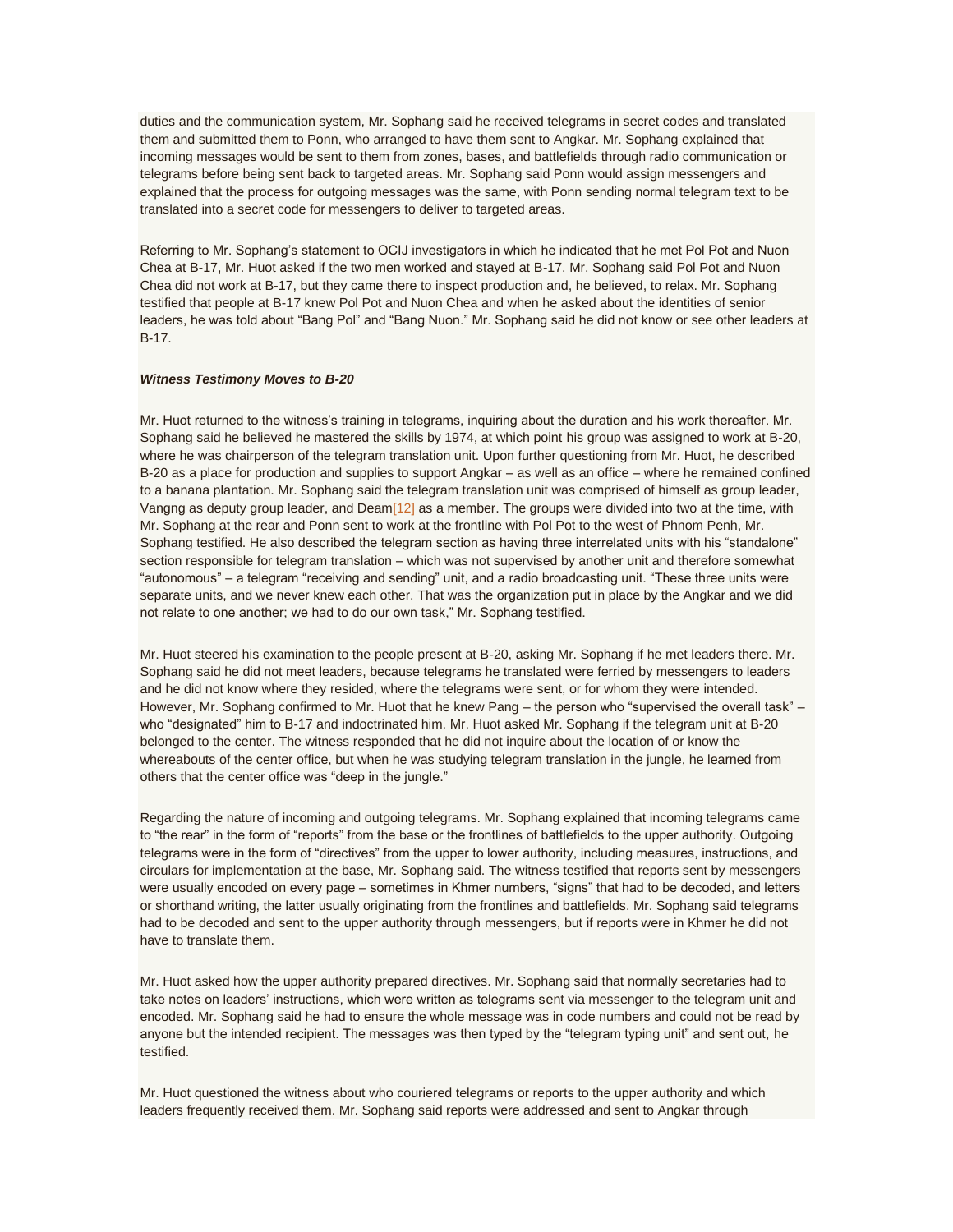duties and the communication system, Mr. Sophang said he received telegrams in secret codes and translated them and submitted them to Ponn, who arranged to have them sent to Angkar. Mr. Sophang explained that incoming messages would be sent to them from zones, bases, and battlefields through radio communication or telegrams before being sent back to targeted areas. Mr. Sophang said Ponn would assign messengers and explained that the process for outgoing messages was the same, with Ponn sending normal telegram text to be translated into a secret code for messengers to deliver to targeted areas.

Referring to Mr. Sophang's statement to OCIJ investigators in which he indicated that he met Pol Pot and Nuon Chea at B-17, Mr. Huot asked if the two men worked and stayed at B-17. Mr. Sophang said Pol Pot and Nuon Chea did not work at B-17, but they came there to inspect production and, he believed, to relax. Mr. Sophang testified that people at B-17 knew Pol Pot and Nuon Chea and when he asked about the identities of senior leaders, he was told about "Bang Pol" and "Bang Nuon." Mr. Sophang said he did not know or see other leaders at B-17.

***Witness Testimony Moves to B-20***

Mr. Huot returned to the witness's training in telegrams, inquiring about the duration and his work thereafter. Mr. Sophang said he believed he mastered the skills by 1974, at which point his group was assigned to work at B-20, where he was chairperson of the telegram translation unit. Upon further questioning from Mr. Huot, he described B-20 as a place for production and supplies to support Angkar – as well as an office – where he remained confined to a banana plantation. Mr. Sophang said the telegram translation unit was comprised of himself as group leader, Vangng as deputy group leader, and Deam[12] as a member. The groups were divided into two at the time, with Mr. Sophang at the rear and Ponn sent to work at the frontline with Pol Pot to the west of Phnom Penh, Mr. Sophang testified. He also described the telegram section as having three interrelated units with his "standalone" section responsible for telegram translation – which was not supervised by another unit and therefore somewhat "autonomous" – a telegram "receiving and sending" unit, and a radio broadcasting unit. "These three units were separate units, and we never knew each other. That was the organization put in place by the Angkar and we did not relate to one another; we had to do our own task," Mr. Sophang testified.

Mr. Huot steered his examination to the people present at B-20, asking Mr. Sophang if he met leaders there. Mr. Sophang said he did not meet leaders, because telegrams he translated were ferried by messengers to leaders and he did not know where they resided, where the telegrams were sent, or for whom they were intended. However, Mr. Sophang confirmed to Mr. Huot that he knew Pang – the person who "supervised the overall task" – who "designated" him to B-17 and indoctrinated him. Mr. Huot asked Mr. Sophang if the telegram unit at B-20 belonged to the center. The witness responded that he did not inquire about the location of or know the whereabouts of the center office, but when he was studying telegram translation in the jungle, he learned from others that the center office was "deep in the jungle."

Regarding the nature of incoming and outgoing telegrams. Mr. Sophang explained that incoming telegrams came to "the rear" in the form of "reports" from the base or the frontlines of battlefields to the upper authority. Outgoing telegrams were in the form of "directives" from the upper to lower authority, including measures, instructions, and circulars for implementation at the base, Mr. Sophang said. The witness testified that reports sent by messengers were usually encoded on every page – sometimes in Khmer numbers, "signs" that had to be decoded, and letters or shorthand writing, the latter usually originating from the frontlines and battlefields. Mr. Sophang said telegrams had to be decoded and sent to the upper authority through messengers, but if reports were in Khmer he did not have to translate them.

Mr. Huot asked how the upper authority prepared directives. Mr. Sophang said that normally secretaries had to take notes on leaders' instructions, which were written as telegrams sent via messenger to the telegram unit and encoded. Mr. Sophang said he had to ensure the whole message was in code numbers and could not be read by anyone but the intended recipient. The messages was then typed by the "telegram typing unit" and sent out, he testified.

Mr. Huot questioned the witness about who couriered telegrams or reports to the upper authority and which leaders frequently received them. Mr. Sophang said reports were addressed and sent to Angkar through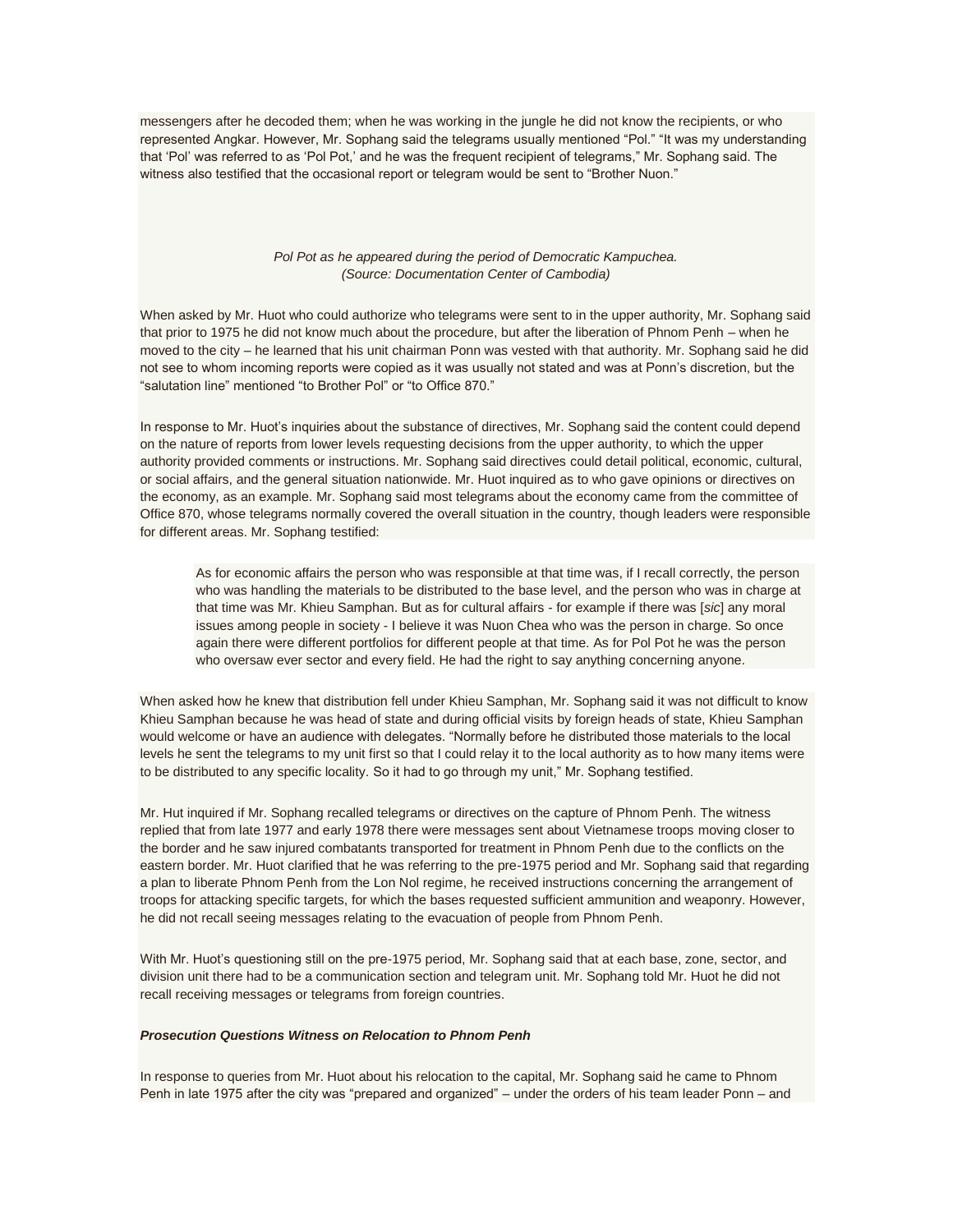messengers after he decoded them; when he was working in the jungle he did not know the recipients, or who represented Angkar. However, Mr. Sophang said the telegrams usually mentioned "Pol." "It was my understanding that 'Pol' was referred to as 'Pol Pot,' and he was the frequent recipient of telegrams," Mr. Sophang said. The witness also testified that the occasional report or telegram would be sent to "Brother Nuon."

*Pol Pot as he appeared during the period of Democratic Kampuchea.*
*(Source: Documentation Center of Cambodia)*

When asked by Mr. Huot who could authorize who telegrams were sent to in the upper authority, Mr. Sophang said that prior to 1975 he did not know much about the procedure, but after the liberation of Phnom Penh – when he moved to the city – he learned that his unit chairman Ponn was vested with that authority. Mr. Sophang said he did not see to whom incoming reports were copied as it was usually not stated and was at Ponn's discretion, but the "salutation line" mentioned "to Brother Pol" or "to Office 870."

In response to Mr. Huot's inquiries about the substance of directives, Mr. Sophang said the content could depend on the nature of reports from lower levels requesting decisions from the upper authority, to which the upper authority provided comments or instructions. Mr. Sophang said directives could detail political, economic, cultural, or social affairs, and the general situation nationwide. Mr. Huot inquired as to who gave opinions or directives on the economy, as an example. Mr. Sophang said most telegrams about the economy came from the committee of Office 870, whose telegrams normally covered the overall situation in the country, though leaders were responsible for different areas. Mr. Sophang testified:

> As for economic affairs the person who was responsible at that time was, if I recall correctly, the person who was handling the materials to be distributed to the base level, and the person who was in charge at that time was Mr. Khieu Samphan. But as for cultural affairs - for example if there was [*sic*] any moral issues among people in society - I believe it was Nuon Chea who was the person in charge. So once again there were different portfolios for different people at that time. As for Pol Pot he was the person who oversaw ever sector and every field. He had the right to say anything concerning anyone.

When asked how he knew that distribution fell under Khieu Samphan, Mr. Sophang said it was not difficult to know Khieu Samphan because he was head of state and during official visits by foreign heads of state, Khieu Samphan would welcome or have an audience with delegates. "Normally before he distributed those materials to the local levels he sent the telegrams to my unit first so that I could relay it to the local authority as to how many items were to be distributed to any specific locality. So it had to go through my unit," Mr. Sophang testified.

Mr. Hut inquired if Mr. Sophang recalled telegrams or directives on the capture of Phnom Penh. The witness replied that from late 1977 and early 1978 there were messages sent about Vietnamese troops moving closer to the border and he saw injured combatants transported for treatment in Phnom Penh due to the conflicts on the eastern border. Mr. Huot clarified that he was referring to the pre-1975 period and Mr. Sophang said that regarding a plan to liberate Phnom Penh from the Lon Nol regime, he received instructions concerning the arrangement of troops for attacking specific targets, for which the bases requested sufficient ammunition and weaponry. However, he did not recall seeing messages relating to the evacuation of people from Phnom Penh.

With Mr. Huot's questioning still on the pre-1975 period, Mr. Sophang said that at each base, zone, sector, and division unit there had to be a communication section and telegram unit. Mr. Sophang told Mr. Huot he did not recall receiving messages or telegrams from foreign countries.

***Prosecution Questions Witness on Relocation to Phnom Penh***

In response to queries from Mr. Huot about his relocation to the capital, Mr. Sophang said he came to Phnom Penh in late 1975 after the city was "prepared and organized" – under the orders of his team leader Ponn – and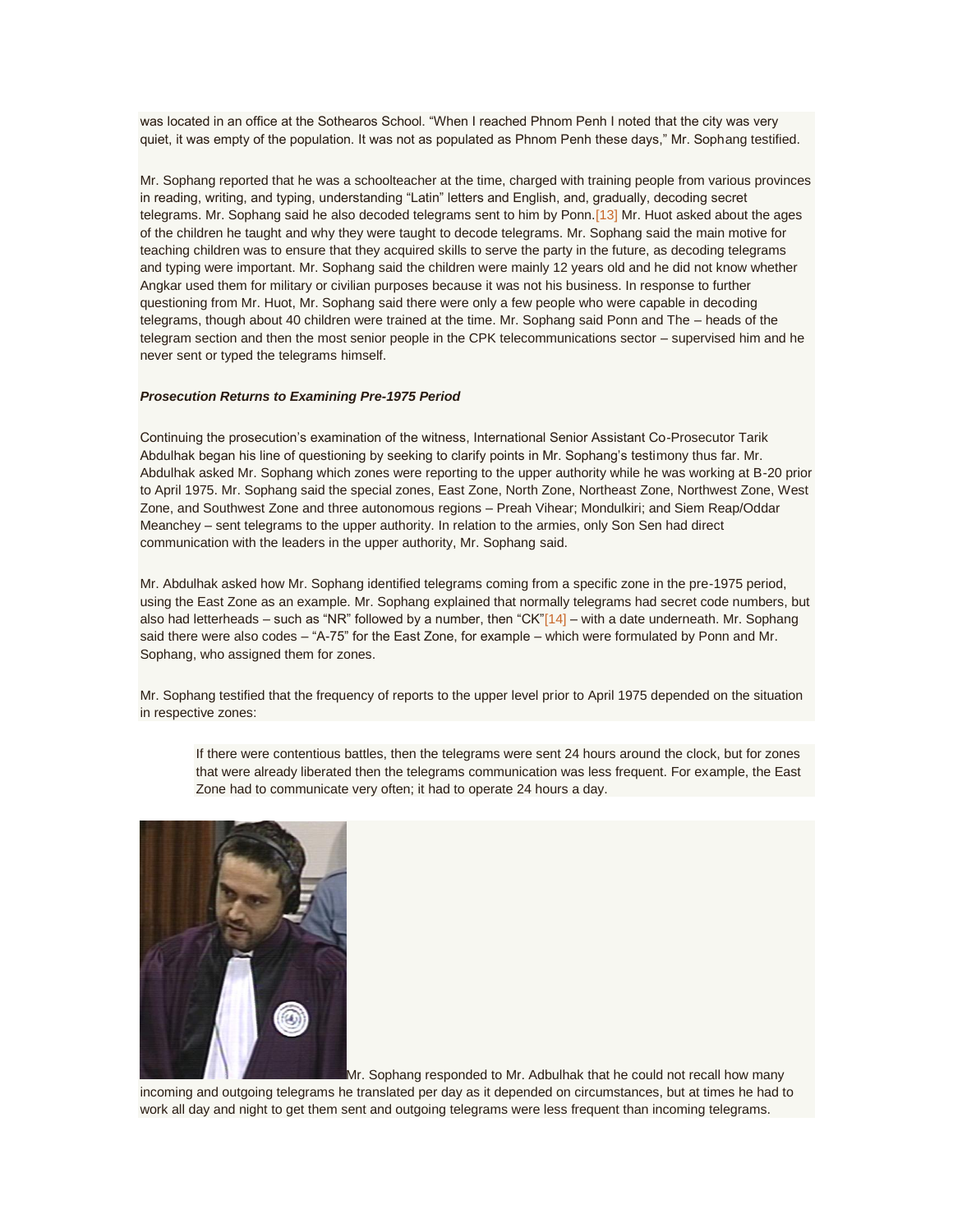was located in an office at the Sothearos School. "When I reached Phnom Penh I noted that the city was very quiet, it was empty of the population. It was not as populated as Phnom Penh these days," Mr. Sophang testified.

Mr. Sophang reported that he was a schoolteacher at the time, charged with training people from various provinces in reading, writing, and typing, understanding "Latin" letters and English, and, gradually, decoding secret telegrams. Mr. Sophang said he also decoded telegrams sent to him by Ponn.[13] Mr. Huot asked about the ages of the children he taught and why they were taught to decode telegrams. Mr. Sophang said the main motive for teaching children was to ensure that they acquired skills to serve the party in the future, as decoding telegrams and typing were important. Mr. Sophang said the children were mainly 12 years old and he did not know whether Angkar used them for military or civilian purposes because it was not his business. In response to further questioning from Mr. Huot, Mr. Sophang said there were only a few people who were capable in decoding telegrams, though about 40 children were trained at the time. Mr. Sophang said Ponn and The – heads of the telegram section and then the most senior people in the CPK telecommunications sector – supervised him and he never sent or typed the telegrams himself.

***Prosecution Returns to Examining Pre-1975 Period***

Continuing the prosecution's examination of the witness, International Senior Assistant Co-Prosecutor Tarik Abdulhak began his line of questioning by seeking to clarify points in Mr. Sophang's testimony thus far. Mr. Abdulhak asked Mr. Sophang which zones were reporting to the upper authority while he was working at B-20 prior to April 1975. Mr. Sophang said the special zones, East Zone, North Zone, Northeast Zone, Northwest Zone, West Zone, and Southwest Zone and three autonomous regions – Preah Vihear; Mondulkiri; and Siem Reap/Oddar Meanchey – sent telegrams to the upper authority. In relation to the armies, only Son Sen had direct communication with the leaders in the upper authority, Mr. Sophang said.

Mr. Abdulhak asked how Mr. Sophang identified telegrams coming from a specific zone in the pre-1975 period, using the East Zone as an example. Mr. Sophang explained that normally telegrams had secret code numbers, but also had letterheads – such as "NR" followed by a number, then "CK"[14] – with a date underneath. Mr. Sophang said there were also codes – "A-75" for the East Zone, for example – which were formulated by Ponn and Mr. Sophang, who assigned them for zones.

Mr. Sophang testified that the frequency of reports to the upper level prior to April 1975 depended on the situation in respective zones:

> If there were contentious battles, then the telegrams were sent 24 hours around the clock, but for zones that were already liberated then the telegrams communication was less frequent. For example, the East Zone had to communicate very often; it had to operate 24 hours a day.

Mr. Sophang responded to Mr. Adbulhak that he could not recall how many incoming and outgoing telegrams he translated per day as it depended on circumstances, but at times he had to work all day and night to get them sent and outgoing telegrams were less frequent than incoming telegrams.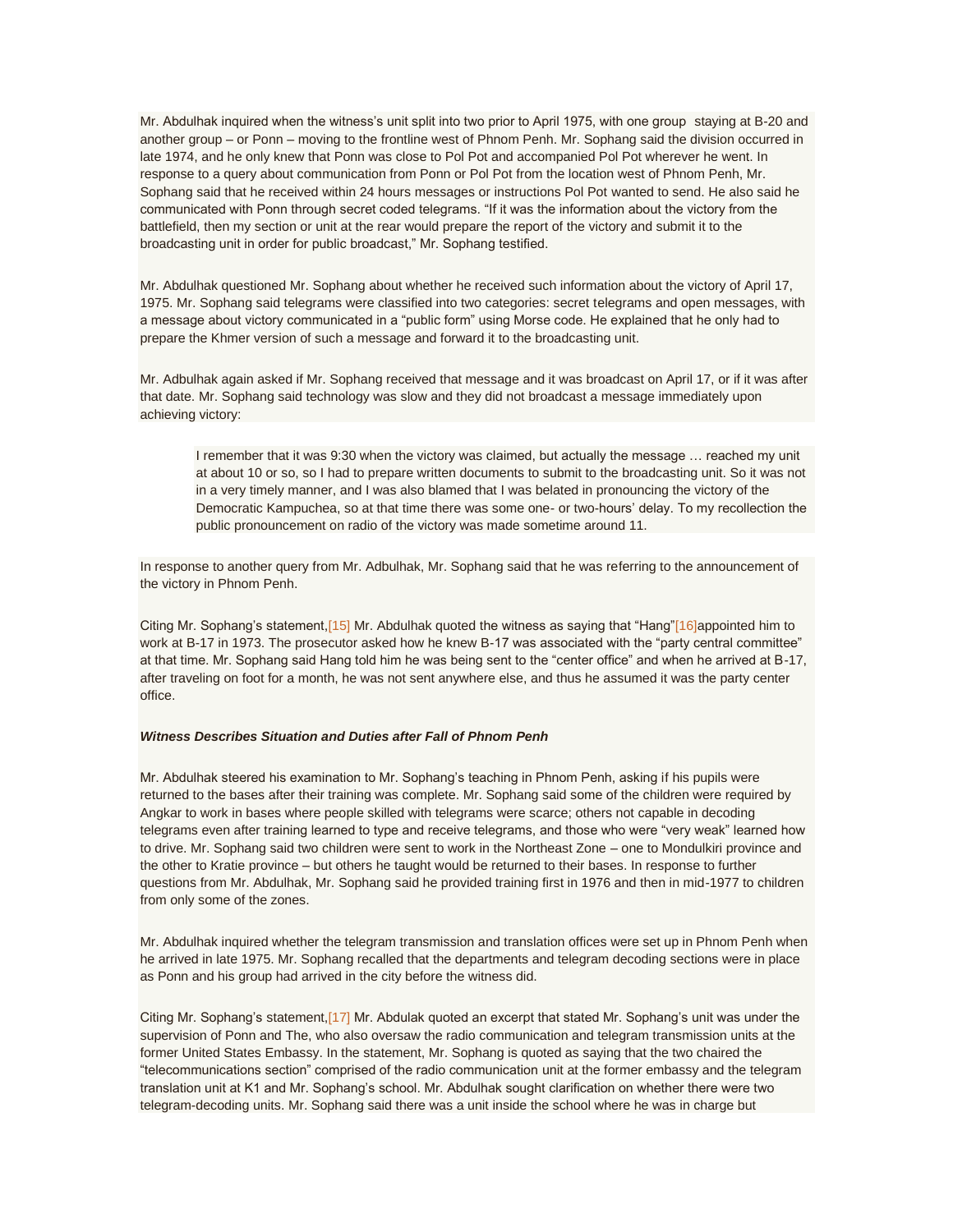Mr. Abdulhak inquired when the witness's unit split into two prior to April 1975, with one group staying at B-20 and another group – or Ponn – moving to the frontline west of Phnom Penh. Mr. Sophang said the division occurred in late 1974, and he only knew that Ponn was close to Pol Pot and accompanied Pol Pot wherever he went. In response to a query about communication from Ponn or Pol Pot from the location west of Phnom Penh, Mr. Sophang said that he received within 24 hours messages or instructions Pol Pot wanted to send. He also said he communicated with Ponn through secret coded telegrams. "If it was the information about the victory from the battlefield, then my section or unit at the rear would prepare the report of the victory and submit it to the broadcasting unit in order for public broadcast," Mr. Sophang testified.

Mr. Abdulhak questioned Mr. Sophang about whether he received such information about the victory of April 17, 1975. Mr. Sophang said telegrams were classified into two categories: secret telegrams and open messages, with a message about victory communicated in a "public form" using Morse code. He explained that he only had to prepare the Khmer version of such a message and forward it to the broadcasting unit.

Mr. Adbulhak again asked if Mr. Sophang received that message and it was broadcast on April 17, or if it was after that date. Mr. Sophang said technology was slow and they did not broadcast a message immediately upon achieving victory:

> I remember that it was 9:30 when the victory was claimed, but actually the message … reached my unit at about 10 or so, so I had to prepare written documents to submit to the broadcasting unit. So it was not in a very timely manner, and I was also blamed that I was belated in pronouncing the victory of the Democratic Kampuchea, so at that time there was some one- or two-hours' delay. To my recollection the public pronouncement on radio of the victory was made sometime around 11.

In response to another query from Mr. Adbulhak, Mr. Sophang said that he was referring to the announcement of the victory in Phnom Penh.

Citing Mr. Sophang's statement,[15] Mr. Abdulhak quoted the witness as saying that "Hang"[16]appointed him to work at B-17 in 1973. The prosecutor asked how he knew B-17 was associated with the "party central committee" at that time. Mr. Sophang said Hang told him he was being sent to the "center office" and when he arrived at B-17, after traveling on foot for a month, he was not sent anywhere else, and thus he assumed it was the party center office.

***Witness Describes Situation and Duties after Fall of Phnom Penh***

Mr. Abdulhak steered his examination to Mr. Sophang's teaching in Phnom Penh, asking if his pupils were returned to the bases after their training was complete. Mr. Sophang said some of the children were required by Angkar to work in bases where people skilled with telegrams were scarce; others not capable in decoding telegrams even after training learned to type and receive telegrams, and those who were "very weak" learned how to drive. Mr. Sophang said two children were sent to work in the Northeast Zone – one to Mondulkiri province and the other to Kratie province – but others he taught would be returned to their bases. In response to further questions from Mr. Abdulhak, Mr. Sophang said he provided training first in 1976 and then in mid-1977 to children from only some of the zones.

Mr. Abdulhak inquired whether the telegram transmission and translation offices were set up in Phnom Penh when he arrived in late 1975. Mr. Sophang recalled that the departments and telegram decoding sections were in place as Ponn and his group had arrived in the city before the witness did.

Citing Mr. Sophang's statement,[17] Mr. Abdulak quoted an excerpt that stated Mr. Sophang's unit was under the supervision of Ponn and The, who also oversaw the radio communication and telegram transmission units at the former United States Embassy. In the statement, Mr. Sophang is quoted as saying that the two chaired the "telecommunications section" comprised of the radio communication unit at the former embassy and the telegram translation unit at K1 and Mr. Sophang's school. Mr. Abdulhak sought clarification on whether there were two telegram-decoding units. Mr. Sophang said there was a unit inside the school where he was in charge but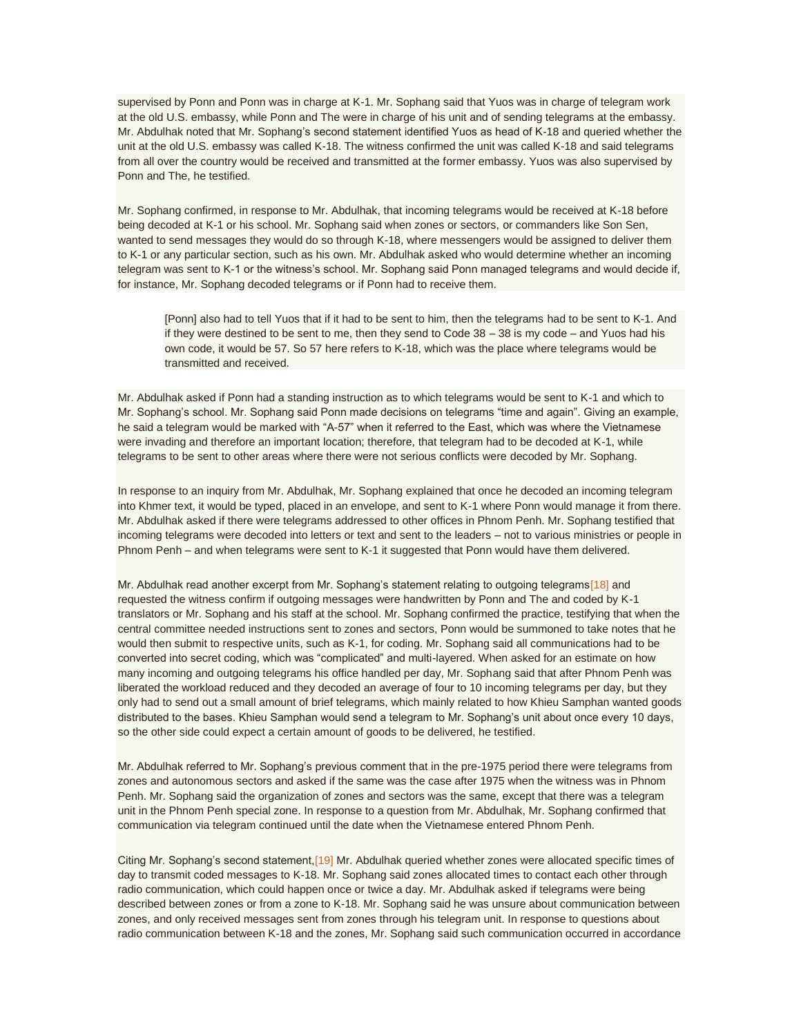supervised by Ponn and Ponn was in charge at K-1. Mr. Sophang said that Yuos was in charge of telegram work at the old U.S. embassy, while Ponn and The were in charge of his unit and of sending telegrams at the embassy. Mr. Abdulhak noted that Mr. Sophang's second statement identified Yuos as head of K-18 and queried whether the unit at the old U.S. embassy was called K-18. The witness confirmed the unit was called K-18 and said telegrams from all over the country would be received and transmitted at the former embassy. Yuos was also supervised by Ponn and The, he testified.

Mr. Sophang confirmed, in response to Mr. Abdulhak, that incoming telegrams would be received at K-18 before being decoded at K-1 or his school. Mr. Sophang said when zones or sectors, or commanders like Son Sen, wanted to send messages they would do so through K-18, where messengers would be assigned to deliver them to K-1 or any particular section, such as his own. Mr. Abdulhak asked who would determine whether an incoming telegram was sent to K-1 or the witness's school. Mr. Sophang said Ponn managed telegrams and would decide if, for instance, Mr. Sophang decoded telegrams or if Ponn had to receive them.

> [Ponn] also had to tell Yuos that if it had to be sent to him, then the telegrams had to be sent to K-1. And if they were destined to be sent to me, then they send to Code 38 – 38 is my code – and Yuos had his own code, it would be 57. So 57 here refers to K-18, which was the place where telegrams would be transmitted and received.

Mr. Abdulhak asked if Ponn had a standing instruction as to which telegrams would be sent to K-1 and which to Mr. Sophang's school. Mr. Sophang said Ponn made decisions on telegrams "time and again". Giving an example, he said a telegram would be marked with "A-57" when it referred to the East, which was where the Vietnamese were invading and therefore an important location; therefore, that telegram had to be decoded at K-1, while telegrams to be sent to other areas where there were not serious conflicts were decoded by Mr. Sophang.

In response to an inquiry from Mr. Abdulhak, Mr. Sophang explained that once he decoded an incoming telegram into Khmer text, it would be typed, placed in an envelope, and sent to K-1 where Ponn would manage it from there. Mr. Abdulhak asked if there were telegrams addressed to other offices in Phnom Penh. Mr. Sophang testified that incoming telegrams were decoded into letters or text and sent to the leaders – not to various ministries or people in Phnom Penh – and when telegrams were sent to K-1 it suggested that Ponn would have them delivered.

Mr. Abdulhak read another excerpt from Mr. Sophang's statement relating to outgoing telegrams[18] and requested the witness confirm if outgoing messages were handwritten by Ponn and The and coded by K-1 translators or Mr. Sophang and his staff at the school. Mr. Sophang confirmed the practice, testifying that when the central committee needed instructions sent to zones and sectors, Ponn would be summoned to take notes that he would then submit to respective units, such as K-1, for coding. Mr. Sophang said all communications had to be converted into secret coding, which was "complicated" and multi-layered. When asked for an estimate on how many incoming and outgoing telegrams his office handled per day, Mr. Sophang said that after Phnom Penh was liberated the workload reduced and they decoded an average of four to 10 incoming telegrams per day, but they only had to send out a small amount of brief telegrams, which mainly related to how Khieu Samphan wanted goods distributed to the bases. Khieu Samphan would send a telegram to Mr. Sophang's unit about once every 10 days, so the other side could expect a certain amount of goods to be delivered, he testified.

Mr. Abdulhak referred to Mr. Sophang's previous comment that in the pre-1975 period there were telegrams from zones and autonomous sectors and asked if the same was the case after 1975 when the witness was in Phnom Penh. Mr. Sophang said the organization of zones and sectors was the same, except that there was a telegram unit in the Phnom Penh special zone. In response to a question from Mr. Abdulhak, Mr. Sophang confirmed that communication via telegram continued until the date when the Vietnamese entered Phnom Penh.

Citing Mr. Sophang's second statement,[19] Mr. Abdulhak queried whether zones were allocated specific times of day to transmit coded messages to K-18. Mr. Sophang said zones allocated times to contact each other through radio communication, which could happen once or twice a day. Mr. Abdulhak asked if telegrams were being described between zones or from a zone to K-18. Mr. Sophang said he was unsure about communication between zones, and only received messages sent from zones through his telegram unit. In response to questions about radio communication between K-18 and the zones, Mr. Sophang said such communication occurred in accordance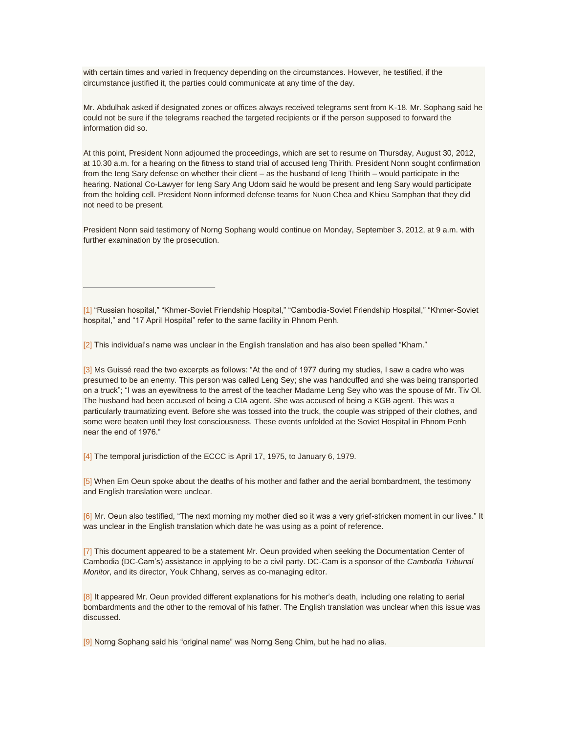with certain times and varied in frequency depending on the circumstances. However, he testified, if the circumstance justified it, the parties could communicate at any time of the day.

Mr. Abdulhak asked if designated zones or offices always received telegrams sent from K-18. Mr. Sophang said he could not be sure if the telegrams reached the targeted recipients or if the person supposed to forward the information did so.

At this point, President Nonn adjourned the proceedings, which are set to resume on Thursday, August 30, 2012, at 10.30 a.m. for a hearing on the fitness to stand trial of accused Ieng Thirith. President Nonn sought confirmation from the Ieng Sary defense on whether their client – as the husband of Ieng Thirith – would participate in the hearing. National Co-Lawyer for Ieng Sary Ang Udom said he would be present and Ieng Sary would participate from the holding cell. President Nonn informed defense teams for Nuon Chea and Khieu Samphan that they did not need to be present.

President Nonn said testimony of Norng Sophang would continue on Monday, September 3, 2012, at 9 a.m. with further examination by the prosecution.

---

[1] "Russian hospital," "Khmer-Soviet Friendship Hospital," "Cambodia-Soviet Friendship Hospital," "Khmer-Soviet hospital," and "17 April Hospital" refer to the same facility in Phnom Penh.

[2] This individual's name was unclear in the English translation and has also been spelled "Kham."

[3] Ms Guissé read the two excerpts as follows: "At the end of 1977 during my studies, I saw a cadre who was presumed to be an enemy. This person was called Leng Sey; she was handcuffed and she was being transported on a truck"; "I was an eyewitness to the arrest of the teacher Madame Leng Sey who was the spouse of Mr. Tiv Ol. The husband had been accused of being a CIA agent. She was accused of being a KGB agent. This was a particularly traumatizing event. Before she was tossed into the truck, the couple was stripped of their clothes, and some were beaten until they lost consciousness. These events unfolded at the Soviet Hospital in Phnom Penh near the end of 1976."

[4] The temporal jurisdiction of the ECCC is April 17, 1975, to January 6, 1979.

[5] When Em Oeun spoke about the deaths of his mother and father and the aerial bombardment, the testimony and English translation were unclear.

[6] Mr. Oeun also testified, "The next morning my mother died so it was a very grief-stricken moment in our lives." It was unclear in the English translation which date he was using as a point of reference.

[7] This document appeared to be a statement Mr. Oeun provided when seeking the Documentation Center of Cambodia (DC-Cam's) assistance in applying to be a civil party. DC-Cam is a sponsor of the *Cambodia Tribunal Monitor*, and its director, Youk Chhang, serves as co-managing editor.

[8] It appeared Mr. Oeun provided different explanations for his mother's death, including one relating to aerial bombardments and the other to the removal of his father. The English translation was unclear when this issue was discussed.

[9] Norng Sophang said his "original name" was Norng Seng Chim, but he had no alias.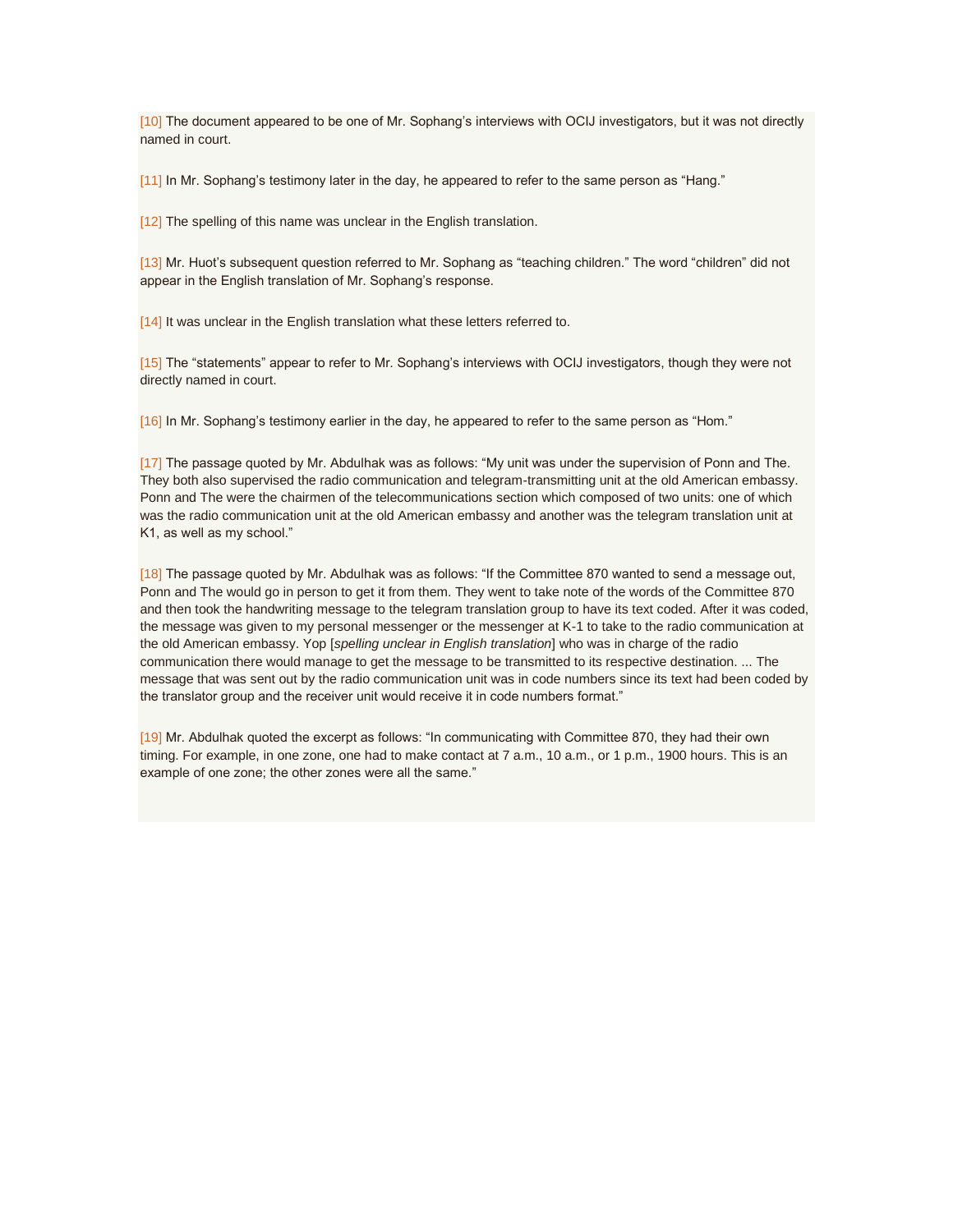[10] The document appeared to be one of Mr. Sophang's interviews with OCIJ investigators, but it was not directly named in court.

[11] In Mr. Sophang's testimony later in the day, he appeared to refer to the same person as "Hang."

[12] The spelling of this name was unclear in the English translation.

[13] Mr. Huot's subsequent question referred to Mr. Sophang as "teaching children." The word "children" did not appear in the English translation of Mr. Sophang's response.

[14] It was unclear in the English translation what these letters referred to.

[15] The "statements" appear to refer to Mr. Sophang's interviews with OCIJ investigators, though they were not directly named in court.

[16] In Mr. Sophang's testimony earlier in the day, he appeared to refer to the same person as "Hom."

[17] The passage quoted by Mr. Abdulhak was as follows: "My unit was under the supervision of Ponn and The. They both also supervised the radio communication and telegram-transmitting unit at the old American embassy. Ponn and The were the chairmen of the telecommunications section which composed of two units: one of which was the radio communication unit at the old American embassy and another was the telegram translation unit at K1, as well as my school."

[18] The passage quoted by Mr. Abdulhak was as follows: "If the Committee 870 wanted to send a message out, Ponn and The would go in person to get it from them. They went to take note of the words of the Committee 870 and then took the handwriting message to the telegram translation group to have its text coded. After it was coded, the message was given to my personal messenger or the messenger at K-1 to take to the radio communication at the old American embassy. Yop [*spelling unclear in English translation*] who was in charge of the radio communication there would manage to get the message to be transmitted to its respective destination. ... The message that was sent out by the radio communication unit was in code numbers since its text had been coded by the translator group and the receiver unit would receive it in code numbers format."

[19] Mr. Abdulhak quoted the excerpt as follows: "In communicating with Committee 870, they had their own timing. For example, in one zone, one had to make contact at 7 a.m., 10 a.m., or 1 p.m., 1900 hours. This is an example of one zone; the other zones were all the same."